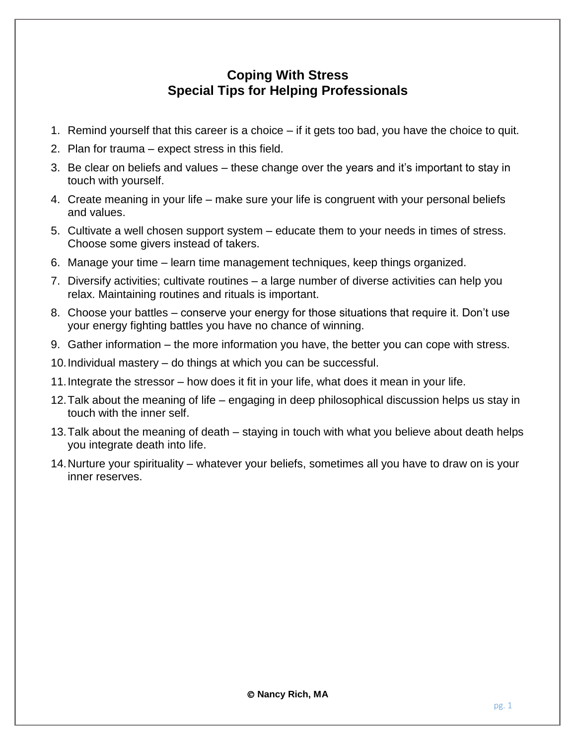# Coping With Stress
## Special Tips for Helping Professionals

1. Remind yourself that this career is a choice – if it gets too bad, you have the choice to quit.
2. Plan for trauma – expect stress in this field.
3. Be clear on beliefs and values – these change over the years and it's important to stay in touch with yourself.
4. Create meaning in your life – make sure your life is congruent with your personal beliefs and values.
5. Cultivate a well chosen support system – educate them to your needs in times of stress. Choose some givers instead of takers.
6. Manage your time – learn time management techniques, keep things organized.
7. Diversify activities; cultivate routines – a large number of diverse activities can help you relax. Maintaining routines and rituals is important.
8. Choose your battles – conserve your energy for those situations that require it. Don't use your energy fighting battles you have no chance of winning.
9. Gather information – the more information you have, the better you can cope with stress.
10. Individual mastery – do things at which you can be successful.
11. Integrate the stressor – how does it fit in your life, what does it mean in your life.
12. Talk about the meaning of life – engaging in deep philosophical discussion helps us stay in touch with the inner self.
13. Talk about the meaning of death – staying in touch with what you believe about death helps you integrate death into life.
14. Nurture your spirituality – whatever your beliefs, sometimes all you have to draw on is your inner reserves.

**© Nancy Rich, MA**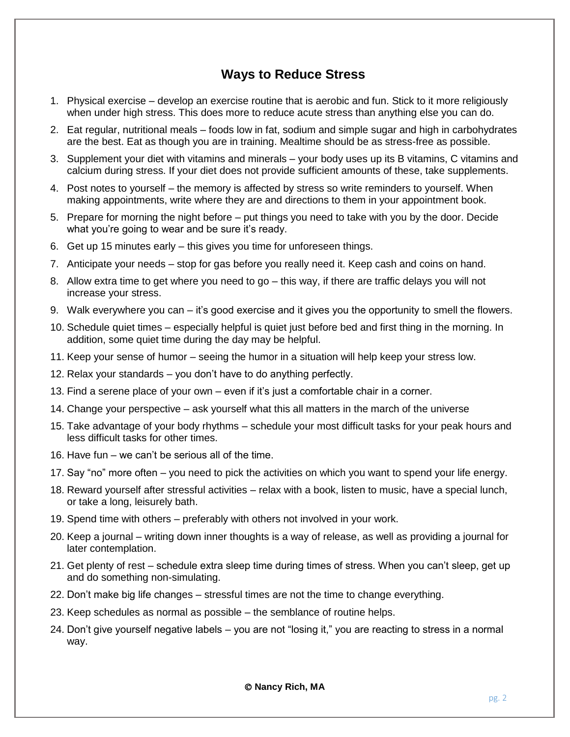## Ways to Reduce Stress

1. Physical exercise – develop an exercise routine that is aerobic and fun. Stick to it more religiously when under high stress. This does more to reduce acute stress than anything else you can do.
2. Eat regular, nutritional meals – foods low in fat, sodium and simple sugar and high in carbohydrates are the best. Eat as though you are in training. Mealtime should be as stress-free as possible.
3. Supplement your diet with vitamins and minerals – your body uses up its B vitamins, C vitamins and calcium during stress. If your diet does not provide sufficient amounts of these, take supplements.
4. Post notes to yourself – the memory is affected by stress so write reminders to yourself. When making appointments, write where they are and directions to them in your appointment book.
5. Prepare for morning the night before – put things you need to take with you by the door. Decide what you're going to wear and be sure it's ready.
6. Get up 15 minutes early – this gives you time for unforeseen things.
7. Anticipate your needs – stop for gas before you really need it. Keep cash and coins on hand.
8. Allow extra time to get where you need to go – this way, if there are traffic delays you will not increase your stress.
9. Walk everywhere you can – it's good exercise and it gives you the opportunity to smell the flowers.
10. Schedule quiet times – especially helpful is quiet just before bed and first thing in the morning. In addition, some quiet time during the day may be helpful.
11. Keep your sense of humor – seeing the humor in a situation will help keep your stress low.
12. Relax your standards – you don't have to do anything perfectly.
13. Find a serene place of your own – even if it's just a comfortable chair in a corner.
14. Change your perspective – ask yourself what this all matters in the march of the universe
15. Take advantage of your body rhythms – schedule your most difficult tasks for your peak hours and less difficult tasks for other times.
16. Have fun – we can't be serious all of the time.
17. Say "no" more often – you need to pick the activities on which you want to spend your life energy.
18. Reward yourself after stressful activities – relax with a book, listen to music, have a special lunch, or take a long, leisurely bath.
19. Spend time with others – preferably with others not involved in your work.
20. Keep a journal – writing down inner thoughts is a way of release, as well as providing a journal for later contemplation.
21. Get plenty of rest – schedule extra sleep time during times of stress. When you can't sleep, get up and do something non-simulating.
22. Don't make big life changes – stressful times are not the time to change everything.
23. Keep schedules as normal as possible – the semblance of routine helps.
24. Don't give yourself negative labels – you are not "losing it," you are reacting to stress in a normal way.

**© Nancy Rich, MA**